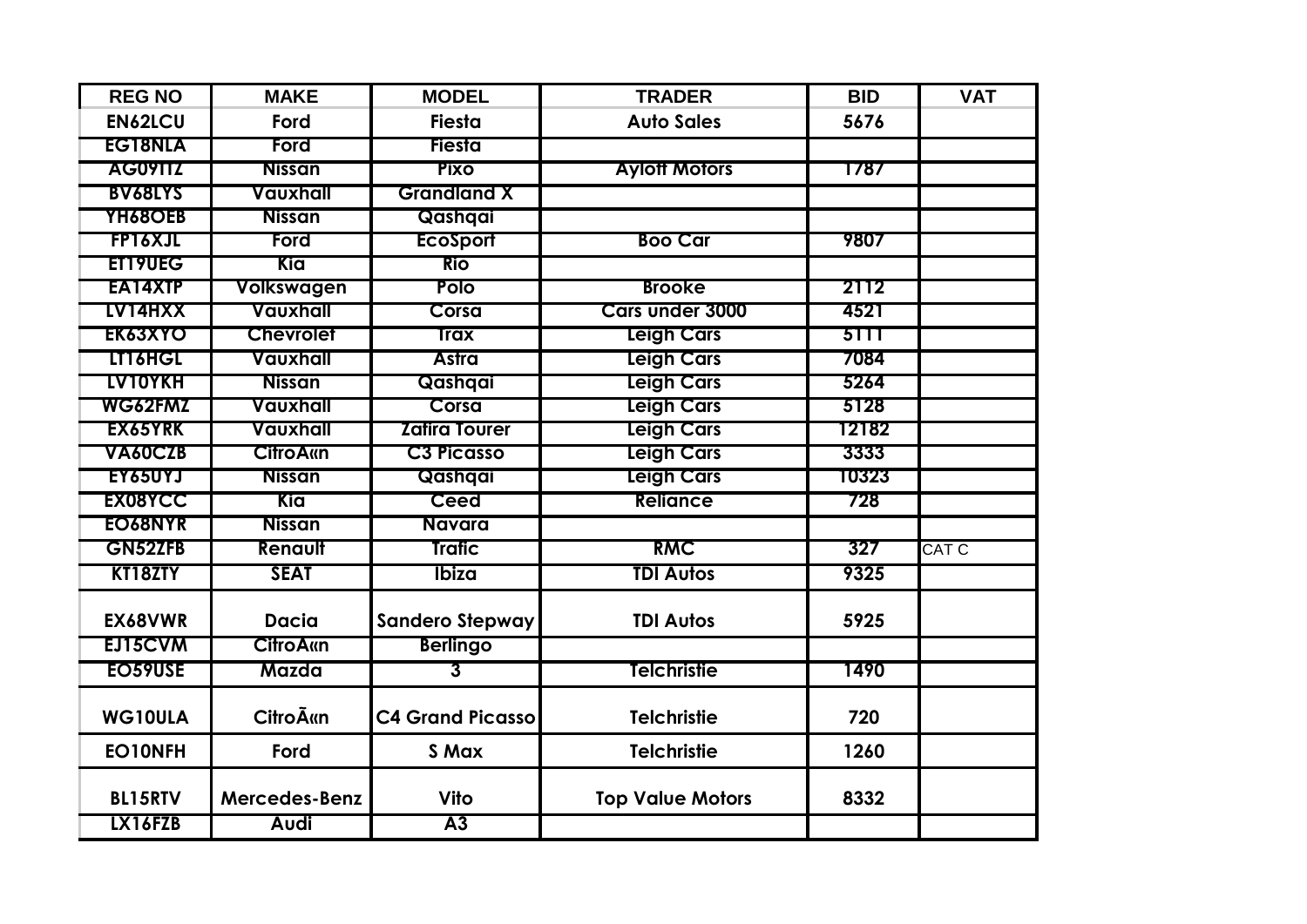| REG NO | MAKE | MODEL | TRADER | BID | VAT |
| --- | --- | --- | --- | --- | --- |
| EN62LCU | Ford | Fiesta | Auto Sales | 5676 | |
| EG18NLA | Ford | Fiesta | | | |
| AG09TTZ | Nissan | Pixo | Aylott Motors | 1787 | |
| BV68LYS | Vauxhall | Grandland X | | | |
| YH68OEB | Nissan | Qashqai | | | |
| FP16XJL | Ford | EcoSport | Boo Car | 9807 | |
| ET19UEG | Kia | Rio | | | |
| EA14XTP | Volkswagen | Polo | Brooke | 2112 | |
| LV14HXX | Vauxhall | Corsa | Cars under 3000 | 4521 | |
| EK63XYO | Chevrolet | Trax | Leigh Cars | 5111 | |
| LT16HGL | Vauxhall | Astra | Leigh Cars | 7084 | |
| LV10YKH | Nissan | Qashqai | Leigh Cars | 5264 | |
| WG62FMZ | Vauxhall | Corsa | Leigh Cars | 5128 | |
| EX65YRK | Vauxhall | Zafira Tourer | Leigh Cars | 12182 | |
| VA60CZB | CitroÃ«n | C3 Picasso | Leigh Cars | 3333 | |
| EY65UYJ | Nissan | Qashqai | Leigh Cars | 10323 | |
| EX08YCC | Kia | Ceed | Reliance | 728 | |
| EO68NYR | Nissan | Navara | | | |
| GN52ZFB | Renault | Trafic | RMC | 327 | CAT C |
| KT18ZTY | SEAT | Ibiza | TDI Autos | 9325 | |
| EX68VWR | Dacia | Sandero Stepway | TDI Autos | 5925 | |
| EJ15CVM | CitroÃ«n | Berlingo | | | |
| EO59USE | Mazda | 3 | Telchristie | 1490 | |
| WG10ULA | CitroÃ«n | C4 Grand Picasso | Telchristie | 720 | |
| EO10NFH | Ford | S Max | Telchristie | 1260 | |
| BL15RTV | Mercedes-Benz | Vito | Top Value Motors | 8332 | |
| LX16FZB | Audi | A3 | | | |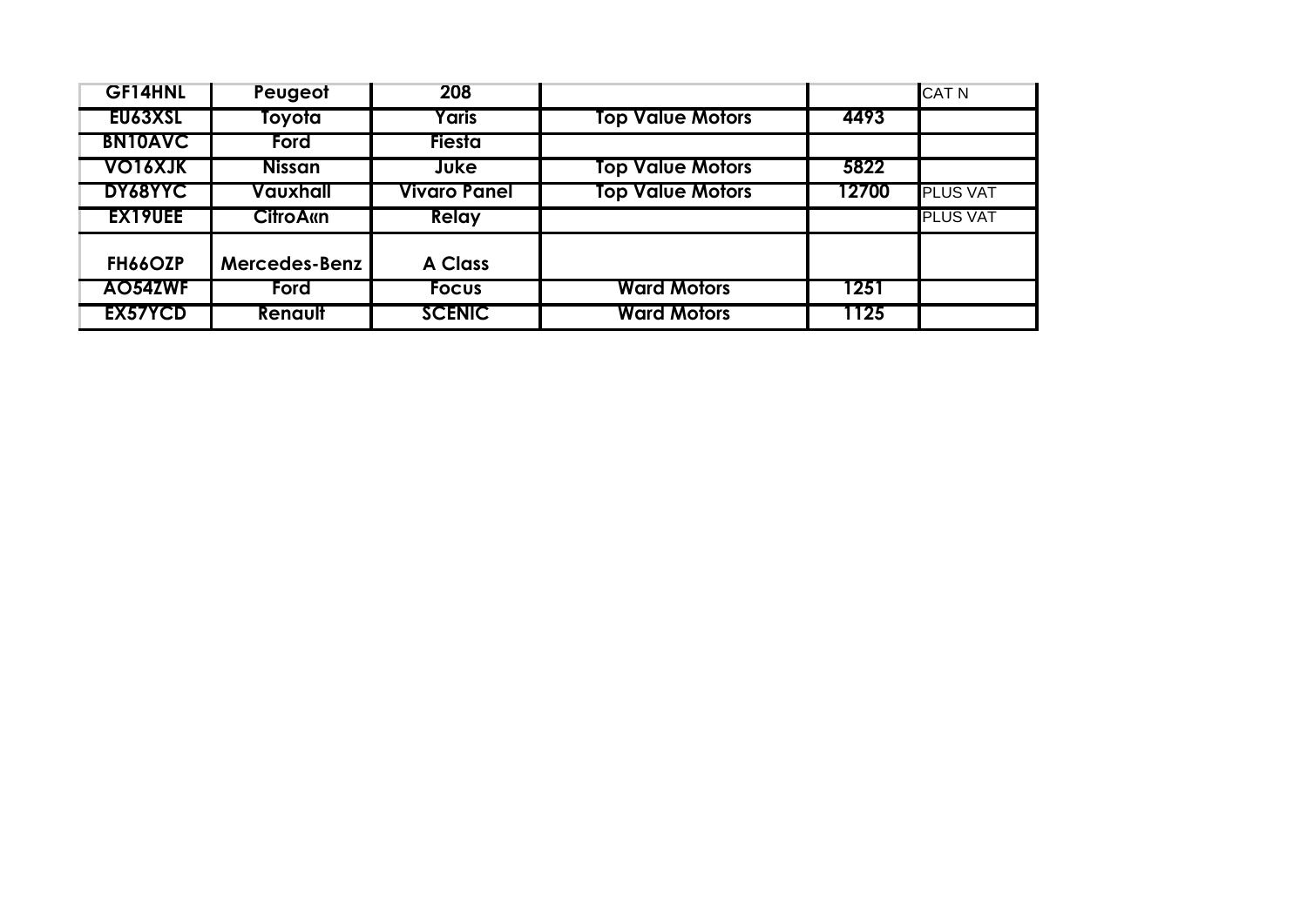| | | | | | |
|---|---|---|---|---|---|
| GF14HNL | Peugeot | 208 | | | CAT N |
| EU63XSL | Toyota | Yaris | Top Value Motors | 4493 | |
| BN10AVC | Ford | Fiesta | | | |
| VO16XJK | Nissan | Juke | Top Value Motors | 5822 | |
| DY68YYC | Vauxhall | Vivaro Panel | Top Value Motors | 12700 | PLUS VAT |
| EX19UEE | CitroA«n | Relay | | | PLUS VAT |
| FH66OZP | Mercedes-Benz | A Class | | | |
| AO54ZWF | Ford | Focus | Ward Motors | 1251 | |
| EX57YCD | Renault | SCENIC | Ward Motors | 1125 | |